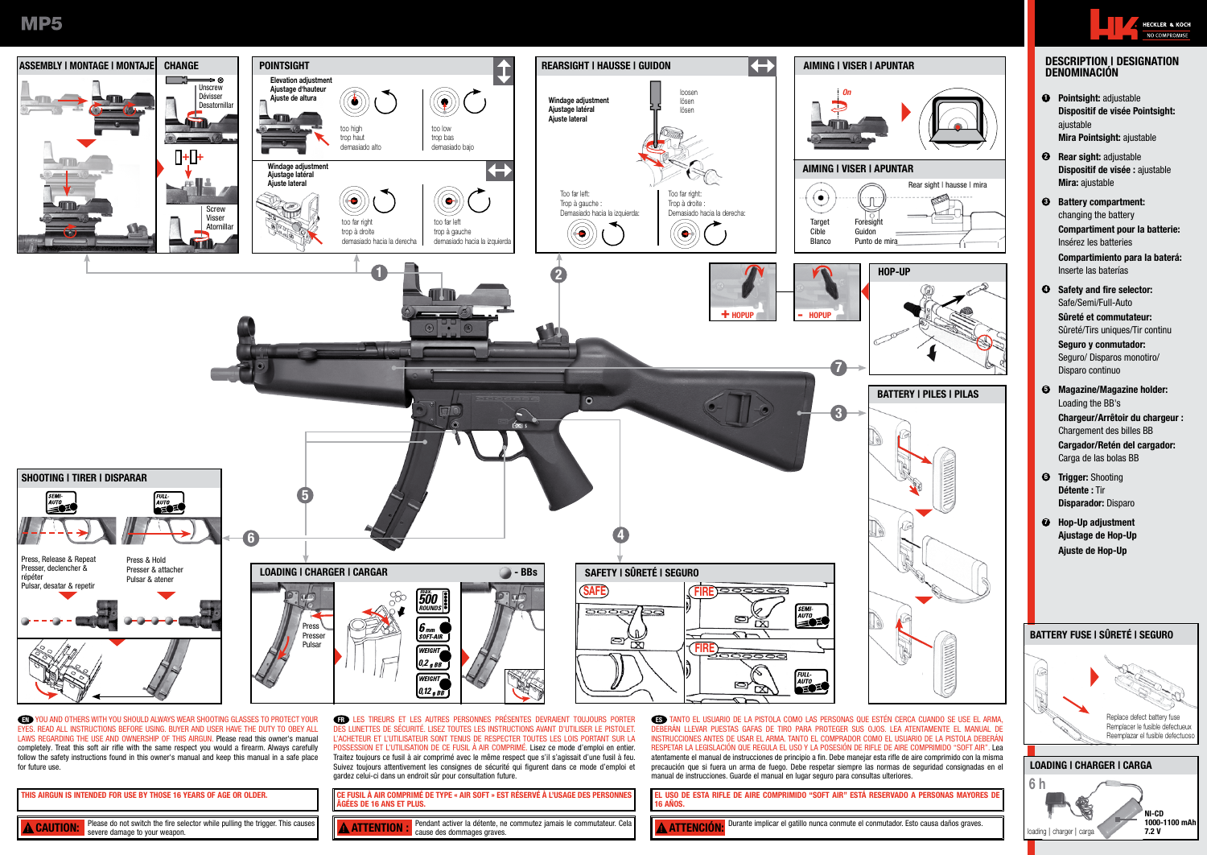# MP5

HECKLER & KOCH
NO COMPROMISE

## ASSEMBLY | MONTAGE | MONTAJE

## CHANGE

Unscrew
Dévisser
Desatornillar

Screw
Visser
Atornillar

## POINTSIGHT

Elevation adjustment
Ajustage d'hauteur
Ajuste de altura

too high
trop haut
demasiado alto

too low
trop bas
demasiado bajo

Windage adjustment
Ajustage latéral
Ajuste lateral

too far right
trop à droite
demasiado hacia la derecha

too far left
trop à gauche
demasiado hacia la izquierda

## REARSIGHT | HAUSSE | GUIDON

Windage adjustment
Ajustage latéral
Ajuste lateral

loosen
lösen
lösen

Too far left:
Trop à gauche :
Demasiado hacia la izquierda:

Too far right:
Trop à droite :
Demasiado hacia la derecha:

## AIMING | VISER | APUNTAR

On

## AIMING | VISER | APUNTAR

Rear sight | hausse | mira

Target
Cible
Blanco

Foresight
Guidon
Punto de mira

+ HOPUP

- HOPUP

## HOP-UP

## BATTERY | PILES | PILAS

## SHOOTING | TIRER | DISPARAR

SEMI-AUTO

FULL-AUTO

Press, Release & Repeat
Presser, declencher & répéter
Pulsar, desatar & repetir

Press & Hold
Presser & attacher
Pulsar & atener

## LOADING | CHARGER | CARGAR

- BBs

Press
Presser
Pulsar

max. 500 ROUNDS

6 mm SOFT-AIR

WEIGHT 0,2 g BB

WEIGHT 0,12 g BB

## SAFETY | SÛRETÉ | SEGURO

SAFE

FIRE

SEMI-AUTO

FIRE

FULL-AUTO

## DESCRIPTION | DESIGNATION DENOMINACIÓN

1. **Pointsight:** adjustable
   **Dispositif de visée Pointsight:** ajustable
   **Mira Pointsight:** ajustable
2. **Rear sight:** adjustable
   **Dispositif de visée :** ajustable
   **Mira:** ajustable
3. **Battery compartment:** changing the battery
   **Compartiment pour la batterie:** Insérez les batteries
   **Compartimiento para la baterá:** Inserte las baterías
4. **Safety and fire selector:** Safe/Semi/Full-Auto
   **Sûreté et commutateur:** Sûreté/Tirs uniques/Tir continu
   **Seguro y conmutador:** Seguro/ Disparos monotiro/ Disparo continuo
5. **Magazine/Magazine holder:** Loading the BB's
   **Chargeur/Arrêtoir du chargeur :** Chargement des billes BB
   **Cargador/Retén del cargador:** Carga de las bolas BB
6. **Trigger:** Shooting
   **Détente :** Tir
   **Disparador:** Disparo
7. **Hop-Up adjustment**
   **Ajustage de Hop-Up**
   **Ajuste de Hop-Up**

## BATTERY FUSE | SÛRETÉ | SEGURO

Replace defect battery fuse
Remplacer le fusible defectueux
Reemplazar el fusible defectuoso

## LOADING | CHARGER | CARGA

6 h

loading | charger | carga

NI-CD
1000-1100 mAh
7.2 V

EN YOU AND OTHERS WITH YOU SHOULD ALWAYS WEAR SHOOTING GLASSES TO PROTECT YOUR EYES. READ ALL INSTRUCTIONS BEFORE USING. BUYER AND USER HAVE THE DUTY TO OBEY ALL LAWS REGARDING THE USE AND OWNERSHIP OF THIS AIRGUN. Please read this owner's manual completely. Treat this soft air rifle with the same respect you would a firearm. Always carefully follow the safety instructions found in this owner's manual and keep this manual in a safe place for future use.

**THIS AIRGUN IS INTENDED FOR USE BY THOSE 16 YEARS OF AGE OR OLDER.**

**⚠ CAUTION:** Please do not switch the fire selector while pulling the trigger. This causes severe damage to your weapon.

FR LES TIREURS ET LES AUTRES PERSONNES PRÉSENTES DEVRAIENT TOUJOURS PORTER DES LUNETTES DE SÉCURITÉ. LISEZ TOUTES LES INSTRUCTIONS AVANT D'UTILISER LE PISTOLET. L'ACHETEUR ET L'UTILISATEUR SONT TENUS DE RESPECTER TOUTES LES LOIS PORTANT SUR LA POSSESSION ET L'UTILISATION DE CE FUSIL À AIR COMPRIMÉ. Lisez ce mode d'emploi en entier. Traitez toujours ce fusil à air comprimé avec le même respect que s'il s'agissait d'une fusil à feu. Suivez toujours attentivement les consignes de sécurité qui figurent dans ce mode d'emploi et gardez celui-ci dans un endroit sûr pour consultation future.

**CE FUSIL À AIR COMPRIMÉ DE TYPE « AIR SOFT » EST RÉSERVÉ À L'USAGE DES PERSONNES ÂGÉES DE 16 ANS ET PLUS.**

**⚠ ATTENTION :** Pendant activer la détente, ne commutez jamais le commutateur. Cela cause des dommages graves.

ES TANTO EL USUARIO DE LA PISTOLA COMO LAS PERSONAS QUE ESTÉN CERCA CUANDO SE USE EL ARMA, DEBERÁN LLEVAR PUESTAS GAFAS DE TIRO PARA PROTEGER SUS OJOS. LEA ATENTAMENTE EL MANUAL DE INSTRUCCIONES ANTES DE USAR EL ARMA. TANTO EL COMPRADOR COMO EL USUARIO DE LA PISTOLA DEBERÁN RESPETAR LA LEGISLACIÓN QUE REGULA EL USO Y LA POSESIÓN DE RIFLE DE AIRE COMPRIMIDO "SOFT AIR". Lea atentamente el manual de instrucciones de principio a fin. Debe manejar esta rifle de aire comprimido con la misma precaución que si fuera un arma de fuego. Debe respetar siempre las normas de seguridad consignadas en el manual de instrucciones. Guarde el manual en lugar seguro para consultas ulteriores.

**EL USO DE ESTA RIFLE DE AIRE COMPRIMIDO "SOFT AIR" ESTÁ RESERVADO A PERSONAS MAYORES DE 16 AÑOS.**

**⚠ ATTENCIÓN:** Durante implicar el gatillo nunca conmute el conmutador. Esto causa daños graves.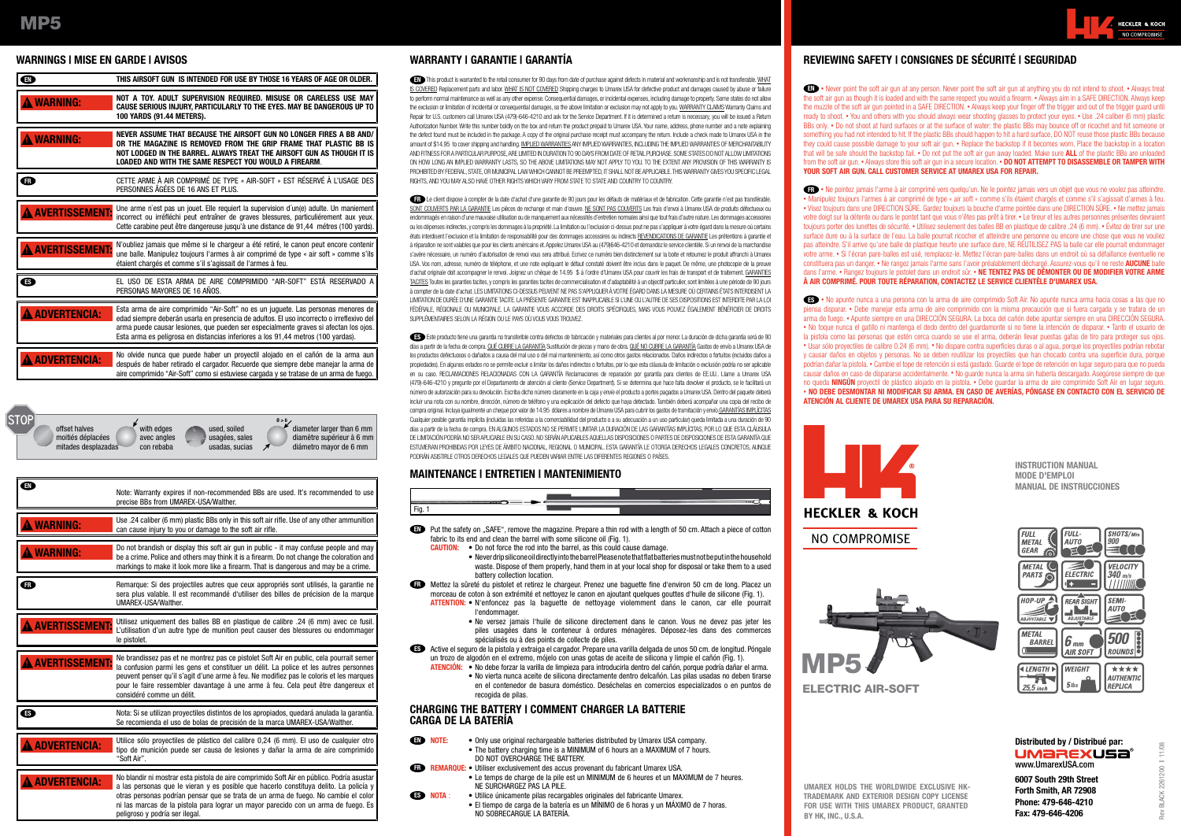# MP5

## WARNINGS | MISE EN GARDE | AVISOS

| | |
|---|---|
| EN | THIS AIRSOFT GUN IS INTENDED FOR USE BY THOSE 16 YEARS OF AGE OR OLDER. |
| ⚠ WARNING: | NOT A TOY. ADULT SUPERVISION REQUIRED. MISUSE OR CARELESS USE MAY CAUSE SERIOUS INJURY, PARTICULARLY TO THE EYES. MAY BE DANGEROUS UP TO 100 YARDS (91.44 METERS). |
| ⚠ WARNING: | NEVER ASSUME THAT BECAUSE THE AIRSOFT GUN NO LONGER FIRES A BB AND/ OR THE MAGAZINE IS REMOVED FROM THE GRIP FRAME THAT PLASTIC BB IS NOT LODGED IN THE BARREL. ALWAYS TREAT THE AIRSOFT GUN AS THOUGH IT IS LOADED AND WITH THE SAME RESPECT YOU WOULD A FIREARM. |
| FR | CETTE ARME À AIR COMPRIMÉ DE TYPE « AIR-SOFT » EST RÉSERVÉ À L'USAGE DES PERSONNES ÂGÉES DE 16 ANS ET PLUS. |
| ⚠ AVERTISSEMENT: | Une arme n'est pas un jouet. Elle requiert la supervision d'un(e) adulte. Un maniement incorrect ou irréfléchi peut entraîner de graves blessures, particulièrement aux yeux. Cette carabine peut être dangereuse jusqu'à une distance de 91,44 mètres (100 yards). |
| ⚠ AVERTISSEMENT: | N'oubliez jamais que même si le chargeur a été retiré, le canon peut encore contenir une balle. Manipulez toujours l'armes à air comprimé de type « air soft » comme s'ils étaient chargés et comme s'il s'agissait de l'armes à feu. |
| ES | EL USO DE ESTA ARMA DE AIRE COMPRIMIDO "AIR-SOFT" ESTÁ RESERVADO A PERSONAS MAYORES DE 16 AÑOS. |
| ⚠ ADVERTENCIA: | Esta arma de aire comprimido "Air-Soft" no es un juguete. Las personas menores de edad siempre deberán usarla en presencia de adultos. El uso incorrecto o irreflexivo del arma puede causar lesiones, que pueden ser especialmente graves si afectan los ojos. Esta arma es peligrosa en distancias inferiores a los 91,44 metros (100 yardas). |
| ⚠ ADVERTENCIA: | No olvide nunca que puede haber un proyectil alojado en el cañón de la arma aun después de haber retirado el cargador. Recuerde que siempre debe manejar la arma de aire comprimido "Air-Soft" como si estuviese cargada y se tratase de un arma de fuego. |

STOP — offset halves / moitiés déplacées / mitades desplazadas — with edges / avec angles / con rebaba — used, soiled / usagées, sales / usadas, sucias — diameter larger than 6 mm / diamètre supérieur à 6 mm / diámetro mayor de 6 mm

| | |
|---|---|
| EN | Note: Warranty expires if non-recommended BBs are used. It's recommended to use precise BBs from UMAREX-USA/Walther. |
| ⚠ WARNING: | Use .24 caliber (6 mm) plastic BBs only in this soft air rifle. Use of any other ammunition can cause injury to you or damage to the soft air rifle. |
| ⚠ WARNING: | Do not brandish or display this soft air gun in public - it may confuse people and may be a crime. Police and others may think it is a firearm. Do not change the coloration and markings to make it look more like a firearm. That is dangerous and may be a crime. |
| FR | Remarque: Si des projectiles autres que ceux appropriés sont utilisés, la garantie ne sera plus valable. Il est recommandé d'utiliser des billes de précision de la marque UMAREX-USA/Walther. |
| ⚠ AVERTISSEMENT: | Utilisez uniquement des balles BB en plastique de calibre .24 (6 mm) avec ce fusil. L'utilisation d'un autre type de munition peut causer des blessures ou endommager le pistolet. |
| ⚠ AVERTISSEMENT: | Ne brandissez pas et ne montrez pas ce pistolet Soft Air en public, cela pourrait semer la confusion parmi les gens et constituer un délit. La police et les autres personnes peuvent penser qu'il s'agit d'une arme à feu. Ne modifiez pas le coloris et les marques pour le faire ressembler davantage à une arme à feu. Cela peut être dangereux et considéré comme un délit. |
| ES | Nota: Si se utilizan proyectiles distintos de los apropiados, quedará anulada la garantía. Se recomienda el uso de bolas de precisión de la marca UMAREX-USA/Walther. |
| ⚠ ADVERTENCIA: | Utilice sólo proyectiles de plástico del calibre 0,24 (6 mm). El uso de cualquier otro tipo de munición puede ser causa de lesiones y dañar la arma de aire comprimido "Soft Air". |
| ⚠ ADVERTENCIA: | No blandir ni mostrar esta pistola de aire comprimido Soft Air en público. Podría asustar a las personas que le vieran y es posible que hacerlo constituya delito. La policía y otras personas podrían pensar que se trata de un arma de fuego. No cambie el color ni las marcas de la pistola para lograr un mayor parecido con un arma de fuego. Es peligroso y podría ser ilegal. |

## WARRANTY | GARANTIE | GARANTÍA

**EN** This product is warranted to the retail consumer for 90 days from date of purchase against defects in material and workmanship and is not transferable. WHAT IS COVERED Replacement parts and labor. WHAT IS NOT COVERED Shipping charges to Umarex USA for defective product and damages caused by abuse or failure to perform normal maintenance as well as any other expense. Consequential damages, or incidental expenses, including damage to property. Some states do not allow the exclusion or limitation of incidental or consequential damages, so the above limitation or exclusion may not apply to you. WARRANTY CLAIMS Warranty Claims and Repair for U.S. customers call Umarex USA (479)-646-4210 and ask for the Service Department. If it is determined a return is necessary, you will be issued a Return Authorization Number. Write this number boldly on the box and return the product prepaid to Umarex USA. Your name, address, phone number and a note explaining the defect found must be included in the package. A copy of the original purchase receipt must accompany the return. Include a check made payable to Umarex USA in the amount of $14.95 to cover shipping and handling. IMPLIED WARRANTIES ANY IMPLIED WARRANTIES, INCLUDING THE IMPLIED WARRANTIES OF MERCHANTABILITY AND FITNESS FOR A PARTICULAR PURPOSE, ARE LIMITED IN DURATION TO 90 DAYS FROM DATE OF RETAIL PURCHASE. SOME STATES DO NOT ALLOW LIMITATIONS ON HOW LONG AN IMPLIED WARRANTY LASTS, SO THE ABOVE LIMITATIONS MAY NOT APPLY TO YOU. TO THE EXTENT ANY PROVISION OF THIS WARRANTY IS PROHIBITED BY FEDERAL, STATE, OR MUNICIPAL LAW WHICH CANNOT BE PREEMPTED, IT SHALL NOT BE APPLICABLE. THIS WARRANTY GIVES YOU SPECIFIC LEGAL RIGHTS, AND YOU MAY ALSO HAVE OTHER RIGHTS WHICH VARY FROM STATE TO STATE AND COUNTRY TO COUNTRY.

**FR** Le client dispose à compter de la date d'achat d'une garantie de 90 jours pour les défauts de matériaux et de fabrication. Cette garantie n'est pas transférable. SONT COUVERTS PAR LA GARANTIE Les pièces de rechange et main d'œuvre. NE SONT PAS COUVERTS Les frais d'envoi à Umarex USA de produits défectueux ou endommagés en raison d'une mauvaise utilisation ou de manquement aux nécessités d'entretien normales ainsi que tout frais d'autre nature. Les dommages accessoires ou les dépenses indirectes, y compris les dommages à la propriété. La limitation ou l'exclusion ci-dessus peut ne pas s'appliquer à votre égard dans la mesure où certains états interdisent l'exclusion et la limitation de responsabilité pour des dommages accessoires ou indirects REVENDICATIONS DE GARANTIE Les prétentions à garantie et à réparation ne sont valables que pour les clients américains et. Appelez Umarex USA au (479)646-4210 et demandez le service clientèle. Si un renvoi de la marchandise s'avère nécessaire, un numéro d'autorisation de renvoi vous sera attribué. Écrivez ce numéro bien distinctement sur la boîte et retournez le produit affranchi à Umarex USA. Vos nom, adresse, numéro de téléphone, et une note expliquant le défaut constaté doivent être inclus dans le paquet. De même, une photocopie de la preuve d'achat originale doit accompagner le renvoi. Joignez un chèque de 14.95 $ à l'ordre d'Umarex USA pour couvrir les frais de transport et de traitement. GARANTIES TACITES Toutes les garanties tacites, y compris les garanties tacites de commercialisation et d'adaptabilité à un objectif particulier, sont limitées à une période de 90 jours à compter de la date d'achat. LES LIMITATIONS CI-DESSUS PEUVENT NE PAS S'APPLIQUER À VOTRE ÉGARD DANS LA MESURE OÙ CERTAINS ÉTATS INTERDISENT LA LIMITATION DE DURÉE D'UNE GARANTIE TACITE. LA PRÉSENTE GARANTIE EST INAPPLICABLE SI L'UNE OU L'AUTRE DE SES DISPOSITIONS EST INTERDITE PAR LA LOI FÉDÉRALE, RÉGIONALE OU MUNICIPALE. LA GARANTIE VOUS ACCORDE DES DROITS SPÉCIFIQUES, MAIS VOUS POUVEZ ÉGALEMENT BÉNÉFICIER DE DROITS SUPPLÉMENTAIRES SELON LA RÉGION OU LE PAYS OÙ VOUS VOUS TROUVEZ.

**ES** Este producto tiene una garantía no transferible contra defectos de fabricación y materiales para clientes al por menor. La duración de dicha garantía será de 90 días a partir de la fecha de compra. QUÉ CUBRE LA GARANTÍA Sustitución de piezas y mano de obra. QUÉ NO CUBRE LA GARANTÍA Gastos de envío a Umarex USA de los productos defectuosos o dañados a causa del mal uso o del mal mantenimiento, así como otros gastos relacionados. Daños indirectos o fortuitos (incluidos daños a propiedades). En algunos estados no se permite excluir o limitar los daños indirectos o fortuitos, por lo que esta cláusula de limitación o exclusión podría no ser aplicable en su caso. RECLAMACIONES RELACIONADAS CON LA GARANTÍA Reclamaciones de reparación por garantía para clientes de EE.UU.. Llame a Umarex USA (479)-646-4210 y pregunte por el Departamento de atención al cliente (Service Department). Si se determina que hace falta devolver el producto, se le facilitará un número de autorización para su devolución. Escriba dicho número claramente en la caja y envíe el producto a portes pagados a Umarex USA. Dentro del paquete deberá incluir una nota con su nombre, dirección, número de teléfono y una explicación del defecto que haya detectado. También deberá acompañar una copia del recibo de compra original. Incluya igualmente un cheque por valor de 14.95 dólares a nombre de Umarex USA para cubrir los gastos de tramitación y envío. GARANTÍAS IMPLÍCITAS Cualquier posible garantía implícita (incluidas las referidas a la comerciabilidad del producto o a su adecuación a un uso particular) queda limitada a una duración de 90 días a partir de la fecha de compra. EN ALGUNOS ESTADOS NO SE PERMITE LIMITAR LA DURACIÓN DE LAS GARANTÍAS IMPLÍCITAS, POR LO QUE ESTA CLÁUSULA DE LIMITACIÓN PODRÍA NO SER APLICABLE EN SU CASO. NO SERÁN APLICABLES AQUELLAS DISPOSICIONES O PARTES DE DISPOSICIONES DE ESTA GARANTÍA QUE ESTUVIERAN PROHIBIDAS POR LEYES DE ÁMBITO NACIONAL, REGIONAL O MUNICIPAL. ESTA GARANTÍA LE OTORGA DERECHOS LEGALES CONCRETOS, AUNQUE PODRÁN ASISTIRLE OTROS DERECHOS LEGALES QUE PUEDEN VARIAR ENTRE LAS DIFERENTES REGIONES O PAÍSES.

## MAINTENANCE | ENTRETIEN | MANTENIMIENTO

Fig. 1

**EN** Put the safety on „SAFE", remove the magazine. Prepare a thin rod with a length of 50 cm. Attach a piece of cotton fabric to its end and clean the barrel with some silicone oil (Fig. 1).
**CAUTION:**
- Do not force the rod into the barrel, as this could cause damage.
- Never drip silicone oil directly into the barrel Please note that flat batteries must not be put in the household waste. Dispose of them properly, hand them in at your local shop for disposal or take them to a used battery collection location.

**FR** Mettez la sûreté du pistolet et retirez le chargeur. Prenez une baguette fine d'environ 50 cm de long. Placez un morceau de coton à son extrémité et nettoyez le canon en ajoutant quelques gouttes d'huile de silicone (Fig. 1).
**ATTENTION:**
- N'enfoncez pas la baguette de nettoyage violemment dans le canon, car elle pourrait l'endommager.
- Ne versez jamais l'huile de silicone directement dans le canon. Vous ne devez pas jeter les piles usagées dans le conteneur à ordures ménagères. Déposez-les dans des commerces spécialisés ou à des points de collecte de piles.

**ES** Active el seguro de la pistola y extraiga el cargador. Prepare una varilla delgada de unos 50 cm. de longitud. Póngale un trozo de algodón en el extremo, mójelo con unas gotas de aceite de silicona y limpie el cañón (Fig. 1).
**ATENCIÓN:**
- No debe forzar la varilla de limpieza para introducirla dentro del cañón, porque podría dañar el arma.
- No vierta nunca aceite de silicona directamente dentro delcañón. Las pilas usadas no deben tirarse en el contenedor de basura doméstico. Deséchelas en comercios especializados o en puntos de recogida de pilas.

## CHARGING THE BATTERY | COMMENT CHARGER LA BATTERIE CARGA DE LA BATERÍA

**EN NOTE:**
- Only use original rechargeable batteries distributed by Umarex USA company.
- The battery charging time is a MINIMUM of 6 hours an a MAXIMUM of 7 hours. DO NOT OVERCHARGE THE BATTERY.

**FR REMARQUE:**
- Utiliser exclusivement des accus provenant du fabricant Umarex USA.
- Le temps de charge de la pile est un MINIMUM de 6 heures et un MAXIMUM de 7 heures. NE SURCHARGEZ PAS LA PILE.

**ES NOTA:**
- Utilice únicamente pilas recargables originales del fabricante Umarex.
- El tiempo de carga de la batería es un MÍNIMO de 6 horas y un MÁXIMO de 7 horas. NO SOBRECARGUE LA BATERÍA.

## REVIEWING SAFETY | CONSIGNES DE SÉCURITÉ | SEGURIDAD

**EN** • Never point the soft air gun at any person. Never point the soft air gun at anything you do not intend to shoot. • Always treat the soft air gun as though it is loaded and with the same respect you would a firearm. • Always aim in a SAFE DIRECTION. Always keep the muzzle of the soft air gun pointed in a SAFE DIRECTION. • Always keep your finger off the trigger and out of the trigger guard until ready to shoot. • You and others with you should always wear shooting glasses to protect your eyes. • Use .24 caliber (6 mm) plastic BBs only. • Do not shoot at hard surfaces or at the surface of water: the plastic BBs may bounce off or ricochet and hit someone or something you had not intended to hit. If the plastic BBs should happen to hit a hard surface, DO NOT reuse those plastic BBs because they could cause possible damage to your soft air gun. • Replace the backstop if it becomes worn. Place the backstop in a location that will be safe should the backstop fail. • Do not put the soft air gun away loaded. Make sure **ALL** of the plastic BBs are unloaded from the soft air gun. • Always store this soft air gun in a secure location. • **DO NOT ATTEMPT TO DISASSEMBLE OR TAMPER WITH YOUR SOFT AIR GUN. CALL CUSTOMER SERVICE AT UMAREX USA FOR REPAIR.**

**FR** • Ne pointez jamais l'arme à air comprimé vers quelqu'un. Ne le pointez jamais vers un objet que vous ne voulez pas atteindre. • Manipulez toujours l'armes à air comprimé de type « air soft » comme s'ils étaient chargés et comme s'il s'agissait d'armes à feu. • Visez toujours dans une DIRECTION SÛRE. Gardez toujours la bouche d'arme pointée dans une DIRECTION SÛRE. • Ne mettez jamais votre doigt sur la détente ou dans le pontet tant que vous n'êtes pas prêt à tirer. • Le tireur et les autres personnes présentes devraient toujours porter des lunettes de sécurité. • Utilisez seulement des balles BB en plastique de calibre .24 (6 mm). • Évitez de tirer sur une surface dure ou à la surface de l'eau. La balle pourrait ricocher et atteindre une personne ou encore une chose que vous ne vouliez pas atteindre. S'il arrive qu'une balle de plastique heurte une surface dure, NE RÉUTILISEZ PAS la balle car elle pourrait endommager votre arme. • Si l'écran pare-balles est usé, remplacez-le. Mettez l'écran pare-balles dans un endroit où sa défaillance éventuelle ne constituera pas un danger. • Ne rangez jamais l'arme sans l'avoir préalablement déchargé. Assurez-vous qu'il ne reste **AUCUNE** balle dans l'arme. • Rangez toujours le pistolet dans un endroit sûr. • **NE TENTEZ PAS DE DÉMONTER OU DE MODIFIER VOTRE ARME À AIR COMPRIMÉ. POUR TOUTE RÉPARATION, CONTACTEZ LE SERVICE CLIENTÈLE D'UMAREX USA.**

**ES** • No apunte nunca a una persona con la arma de aire comprimido Soft Air. No apunte nunca arma hacia cosas a las que no piensa disparar. • Debe manejar esta arma de aire comprimido con la misma precaución que si fuera cargada y se tratara de un arma de fuego. • Apunte siempre en una DIRECCIÓN SEGURA. La boca del cañón debe apuntar siempre en una DIRECCIÓN SEGURA. • No toque nunca el gatillo ni mantenga el dedo dentro del guardamonte si no tiene la intención de disparar. • Tanto el usuario de la pistola como las personas que estén cerca cuando se use el arma, deberán llevar puestas gafas de tiro para proteger sus ojos. • Usar sólo proyectiles de calibre 0.24 (6 mm). • No dispare contra superficies duras o al agua, porque los proyectiles podrían rebotar y causar daños en objetos y personas. No se deben reutilizar los proyectiles que han chocado contra una superficie dura, porque podrían dañar la pistola. • Cambie el tope de retención si está gastado. Guarde el tope de retención en lugar seguro para que no pueda causar daños en caso de dispararse accidentalmente. • No guarde nunca la arma sin haberla descargado. Asegúrese siempre de que no queda **NINGÚN** proyectil de plástico alojado en la pistola. • Debe guardar la arma de aire comprimido Soft Air en lugar seguro. • **NO DEBE DESMONTAR NI MODIFICAR SU ARMA. EN CASO DE AVERÍAS, PÓNGASE EN CONTACTO CON EL SERVICIO DE ATENCIÓN AL CLIENTE DE UMAREX USA PARA SU REPARACIÓN.**

HECKLER & KOCH
NO COMPROMISE

INSTRUCTION MANUAL
MODE D'EMPLOI
MANUAL DE INSTRUCCIONES

# MP5
ELECTRIC AIR-SOFT

FULL METAL GEAR — FULL-AUTO — SHOTS/Min 900 — METAL PARTS — ELECTRIC — VELOCITY 340 ft/s — HOP-UP ADJUSTABLE — REAR SIGHT ADJUSTABLE — SEMI-AUTO — METAL BARREL — 6 mm AIR SOFT — 500 ROUNDS — LENGTH 25,5 inch — WEIGHT 5 lbs — ★★★★ AUTHENTIC REPLICA

UMAREX HOLDS THE WORLDWIDE EXCLUSIVE HK-TRADEMARK AND EXTERIOR DESIGN COPY LICENSE FOR USE WITH THIS UMAREX PRODUCT, GRANTED BY HK, INC., U.S.A.

Distributed by / Distribué par:
UMAREX USA
www.UmarexUSA.com

6007 South 29th Street
Forth Smith, AR 72908
Phone: 479-646-4210
Fax: 479-646-4206

Rev BLACK 2261200 | 11.08